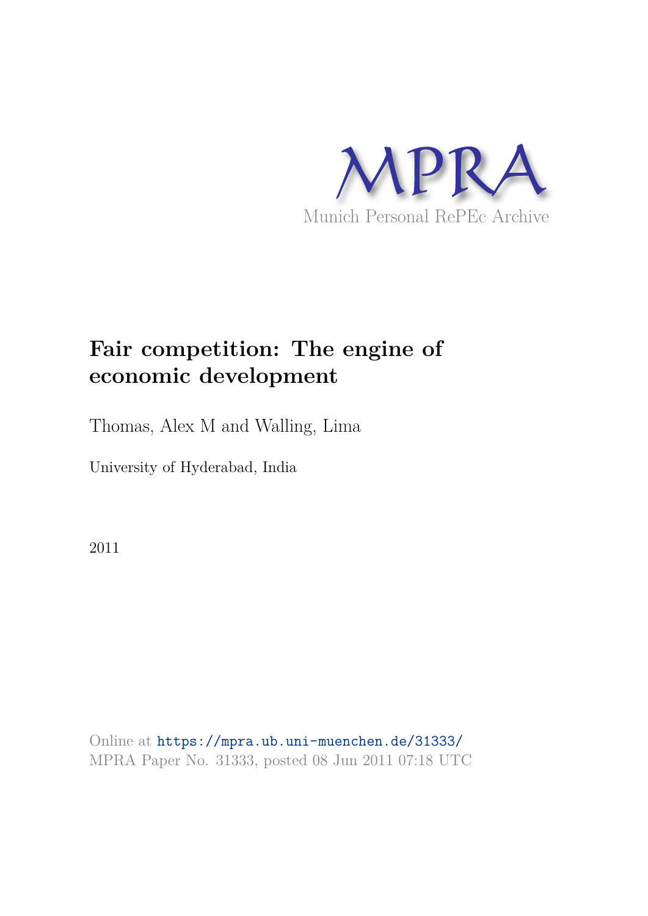MPRA

Munich Personal RePEc Archive

# Fair competition: The engine of economic development

Thomas, Alex M and Walling, Lima

University of Hyderabad, India

2011

Online at https://mpra.ub.uni-muenchen.de/31333/
MPRA Paper No. 31333, posted 08 Jun 2011 07:18 UTC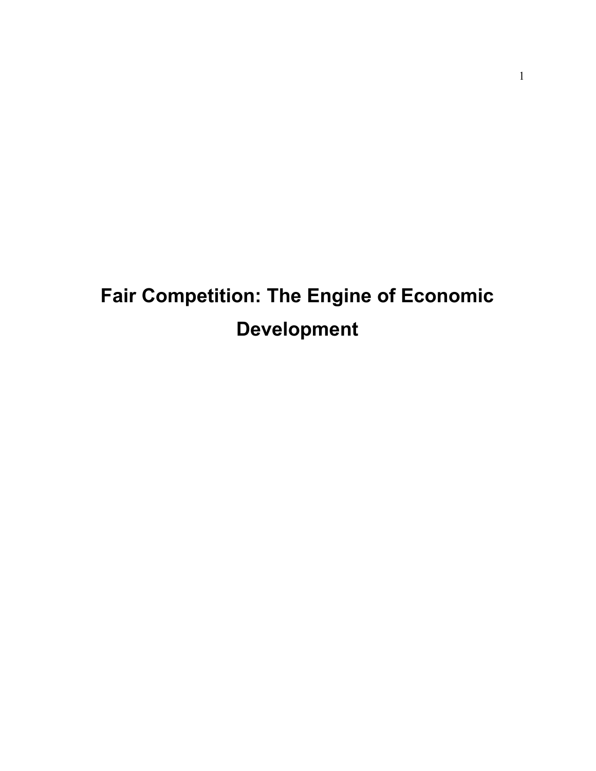# Fair Competition: The Engine of Economic Development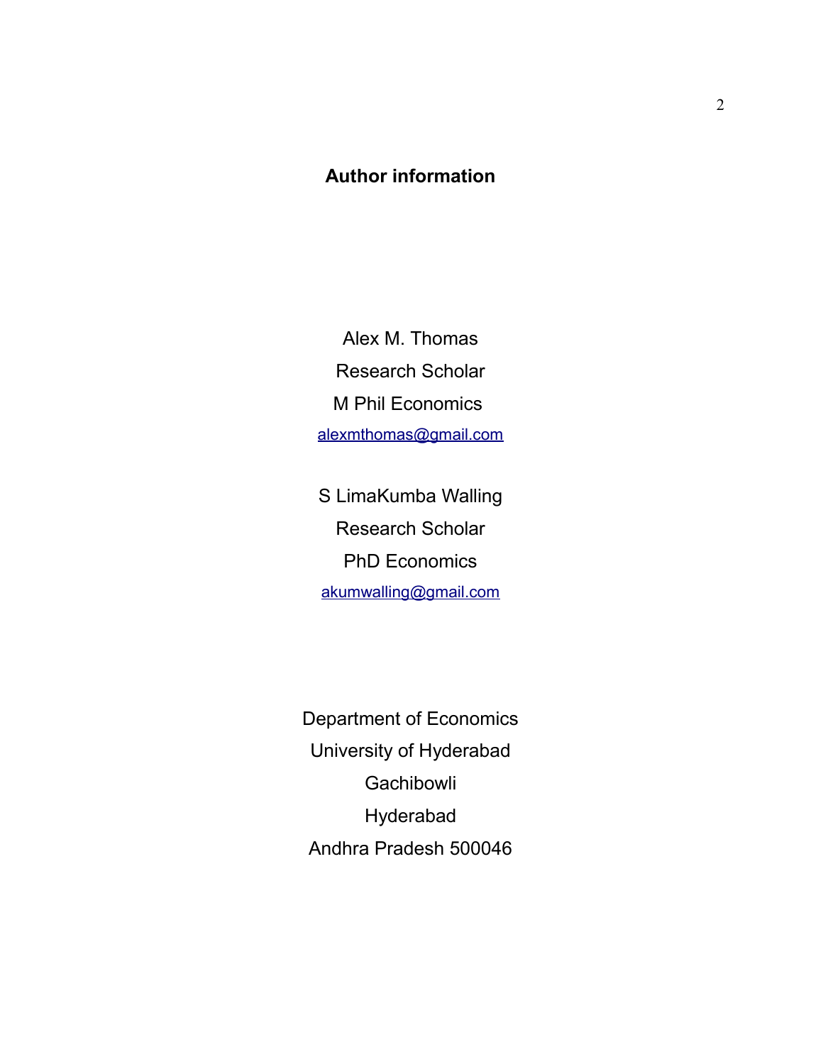## Author information

Alex M. Thomas

Research Scholar

M Phil Economics

alexmthomas@gmail.com

S LimaKumba Walling

Research Scholar

PhD Economics

akumwalling@gmail.com

Department of Economics

University of Hyderabad

Gachibowli

Hyderabad

Andhra Pradesh 500046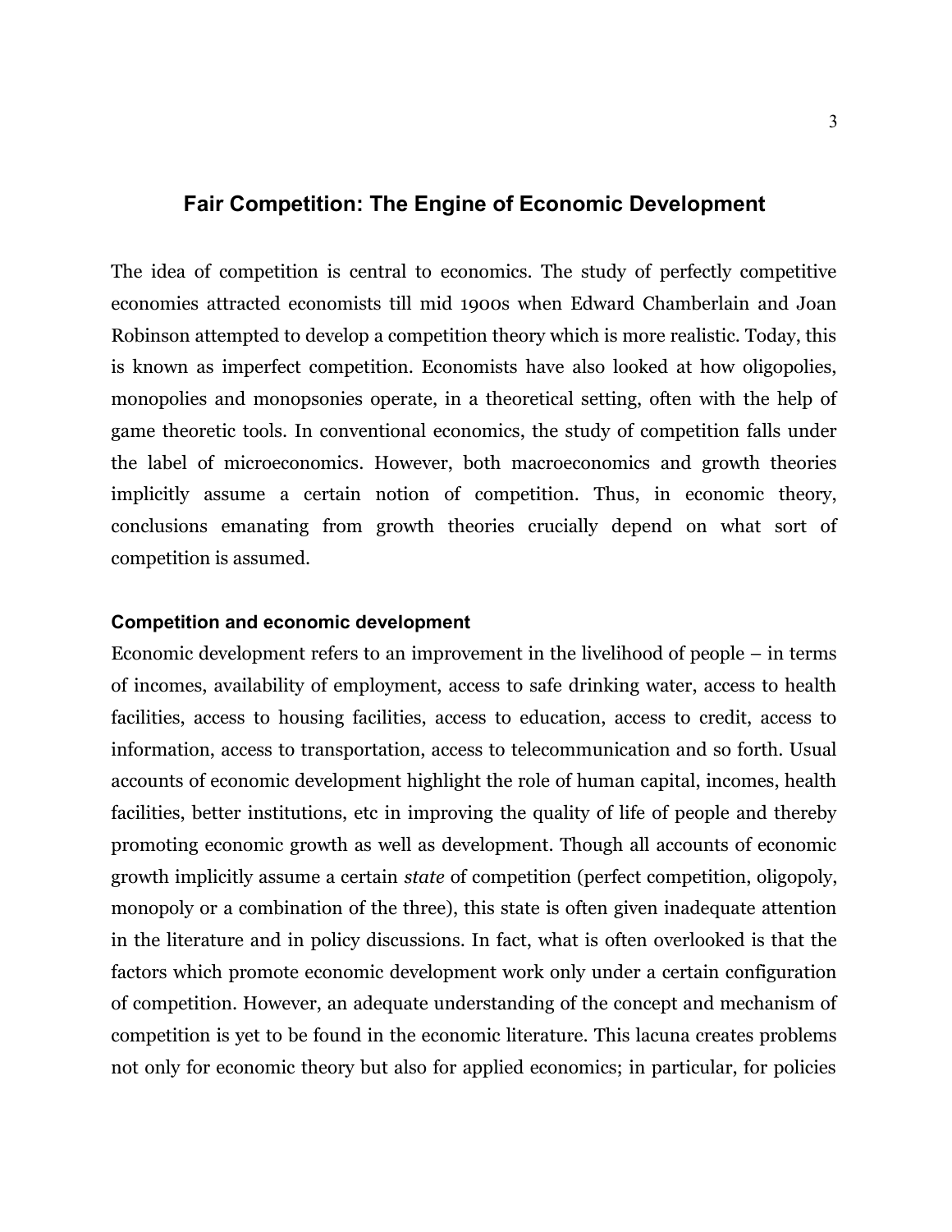# Fair Competition: The Engine of Economic Development

The idea of competition is central to economics. The study of perfectly competitive economies attracted economists till mid 1900s when Edward Chamberlain and Joan Robinson attempted to develop a competition theory which is more realistic. Today, this is known as imperfect competition. Economists have also looked at how oligopolies, monopolies and monopsonies operate, in a theoretical setting, often with the help of game theoretic tools. In conventional economics, the study of competition falls under the label of microeconomics. However, both macroeconomics and growth theories implicitly assume a certain notion of competition. Thus, in economic theory, conclusions emanating from growth theories crucially depend on what sort of competition is assumed.

### Competition and economic development

Economic development refers to an improvement in the livelihood of people – in terms of incomes, availability of employment, access to safe drinking water, access to health facilities, access to housing facilities, access to education, access to credit, access to information, access to transportation, access to telecommunication and so forth. Usual accounts of economic development highlight the role of human capital, incomes, health facilities, better institutions, etc in improving the quality of life of people and thereby promoting economic growth as well as development. Though all accounts of economic growth implicitly assume a certain *state* of competition (perfect competition, oligopoly, monopoly or a combination of the three), this state is often given inadequate attention in the literature and in policy discussions. In fact, what is often overlooked is that the factors which promote economic development work only under a certain configuration of competition. However, an adequate understanding of the concept and mechanism of competition is yet to be found in the economic literature. This lacuna creates problems not only for economic theory but also for applied economics; in particular, for policies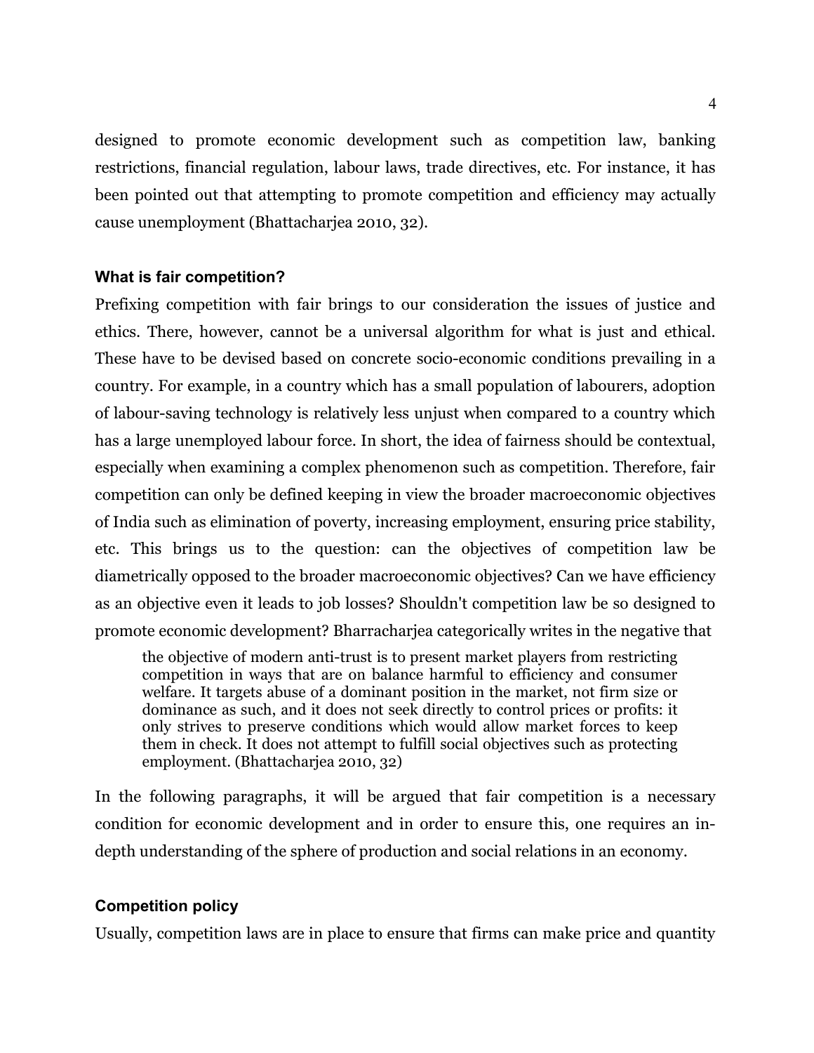designed to promote economic development such as competition law, banking restrictions, financial regulation, labour laws, trade directives, etc. For instance, it has been pointed out that attempting to promote competition and efficiency may actually cause unemployment (Bhattacharjea 2010, 32).

### What is fair competition?

Prefixing competition with fair brings to our consideration the issues of justice and ethics. There, however, cannot be a universal algorithm for what is just and ethical. These have to be devised based on concrete socio-economic conditions prevailing in a country. For example, in a country which has a small population of labourers, adoption of labour-saving technology is relatively less unjust when compared to a country which has a large unemployed labour force. In short, the idea of fairness should be contextual, especially when examining a complex phenomenon such as competition. Therefore, fair competition can only be defined keeping in view the broader macroeconomic objectives of India such as elimination of poverty, increasing employment, ensuring price stability, etc. This brings us to the question: can the objectives of competition law be diametrically opposed to the broader macroeconomic objectives? Can we have efficiency as an objective even it leads to job losses? Shouldn't competition law be so designed to promote economic development? Bharracharjea categorically writes in the negative that

> the objective of modern anti-trust is to present market players from restricting competition in ways that are on balance harmful to efficiency and consumer welfare. It targets abuse of a dominant position in the market, not firm size or dominance as such, and it does not seek directly to control prices or profits: it only strives to preserve conditions which would allow market forces to keep them in check. It does not attempt to fulfill social objectives such as protecting employment. (Bhattacharjea 2010, 32)

In the following paragraphs, it will be argued that fair competition is a necessary condition for economic development and in order to ensure this, one requires an in-depth understanding of the sphere of production and social relations in an economy.

### Competition policy

Usually, competition laws are in place to ensure that firms can make price and quantity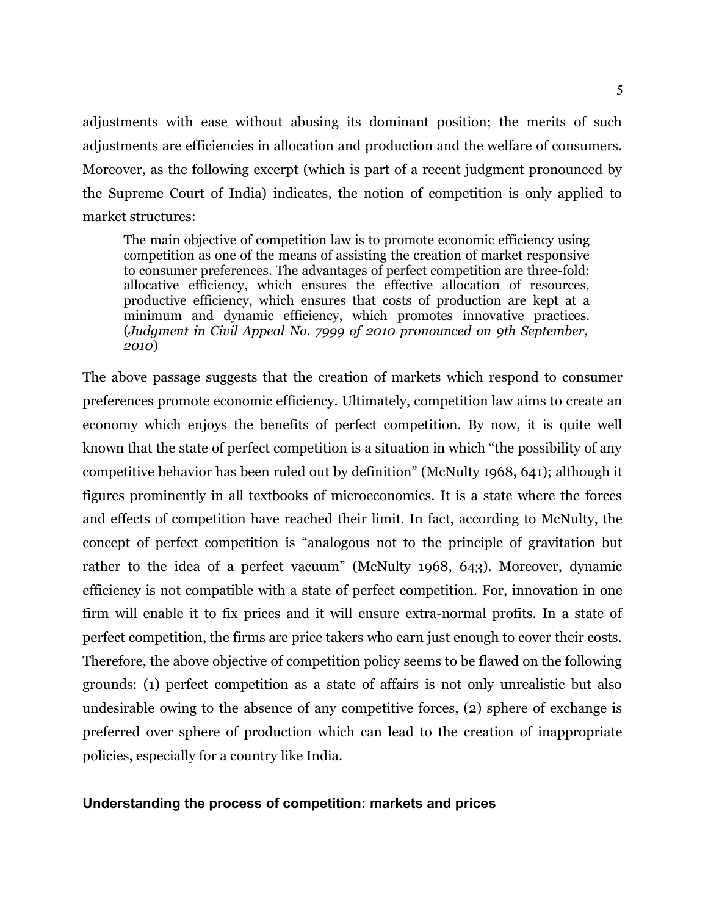adjustments with ease without abusing its dominant position; the merits of such adjustments are efficiencies in allocation and production and the welfare of consumers. Moreover, as the following excerpt (which is part of a recent judgment pronounced by the Supreme Court of India) indicates, the notion of competition is only applied to market structures:

> The main objective of competition law is to promote economic efficiency using competition as one of the means of assisting the creation of market responsive to consumer preferences. The advantages of perfect competition are three-fold: allocative efficiency, which ensures the effective allocation of resources, productive efficiency, which ensures that costs of production are kept at a minimum and dynamic efficiency, which promotes innovative practices. (*Judgment in Civil Appeal No. 7999 of 2010 pronounced on 9th September, 2010*)

The above passage suggests that the creation of markets which respond to consumer preferences promote economic efficiency. Ultimately, competition law aims to create an economy which enjoys the benefits of perfect competition. By now, it is quite well known that the state of perfect competition is a situation in which "the possibility of any competitive behavior has been ruled out by definition" (McNulty 1968, 641); although it figures prominently in all textbooks of microeconomics. It is a state where the forces and effects of competition have reached their limit. In fact, according to McNulty, the concept of perfect competition is "analogous not to the principle of gravitation but rather to the idea of a perfect vacuum" (McNulty 1968, 643). Moreover, dynamic efficiency is not compatible with a state of perfect competition. For, innovation in one firm will enable it to fix prices and it will ensure extra-normal profits. In a state of perfect competition, the firms are price takers who earn just enough to cover their costs. Therefore, the above objective of competition policy seems to be flawed on the following grounds: (1) perfect competition as a state of affairs is not only unrealistic but also undesirable owing to the absence of any competitive forces, (2) sphere of exchange is preferred over sphere of production which can lead to the creation of inappropriate policies, especially for a country like India.

### Understanding the process of competition: markets and prices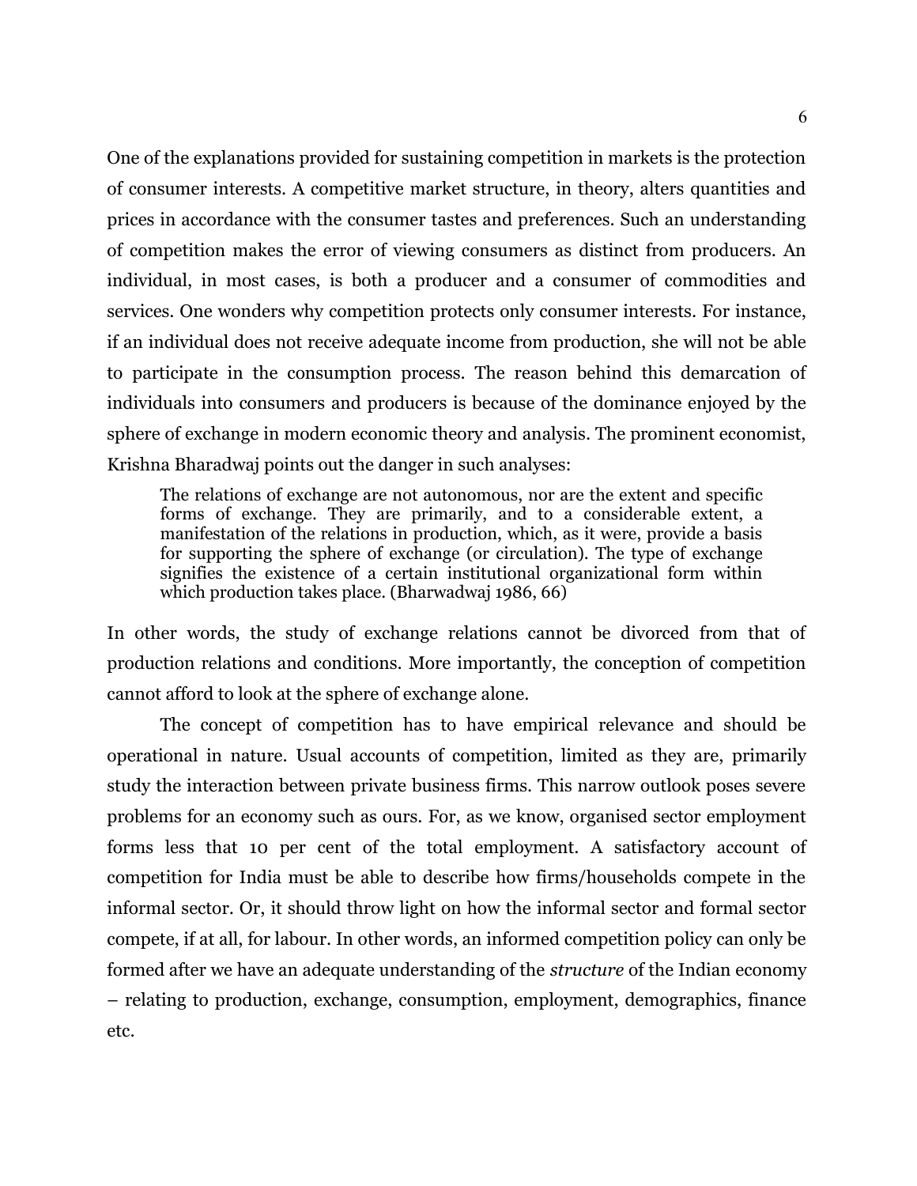One of the explanations provided for sustaining competition in markets is the protection of consumer interests. A competitive market structure, in theory, alters quantities and prices in accordance with the consumer tastes and preferences. Such an understanding of competition makes the error of viewing consumers as distinct from producers. An individual, in most cases, is both a producer and a consumer of commodities and services. One wonders why competition protects only consumer interests. For instance, if an individual does not receive adequate income from production, she will not be able to participate in the consumption process. The reason behind this demarcation of individuals into consumers and producers is because of the dominance enjoyed by the sphere of exchange in modern economic theory and analysis. The prominent economist, Krishna Bharadwaj points out the danger in such analyses:

> The relations of exchange are not autonomous, nor are the extent and specific forms of exchange. They are primarily, and to a considerable extent, a manifestation of the relations in production, which, as it were, provide a basis for supporting the sphere of exchange (or circulation). The type of exchange signifies the existence of a certain institutional organizational form within which production takes place. (Bharwadwaj 1986, 66)

In other words, the study of exchange relations cannot be divorced from that of production relations and conditions. More importantly, the conception of competition cannot afford to look at the sphere of exchange alone.

The concept of competition has to have empirical relevance and should be operational in nature. Usual accounts of competition, limited as they are, primarily study the interaction between private business firms. This narrow outlook poses severe problems for an economy such as ours. For, as we know, organised sector employment forms less that 10 per cent of the total employment. A satisfactory account of competition for India must be able to describe how firms/households compete in the informal sector. Or, it should throw light on how the informal sector and formal sector compete, if at all, for labour. In other words, an informed competition policy can only be formed after we have an adequate understanding of the *structure* of the Indian economy – relating to production, exchange, consumption, employment, demographics, finance etc.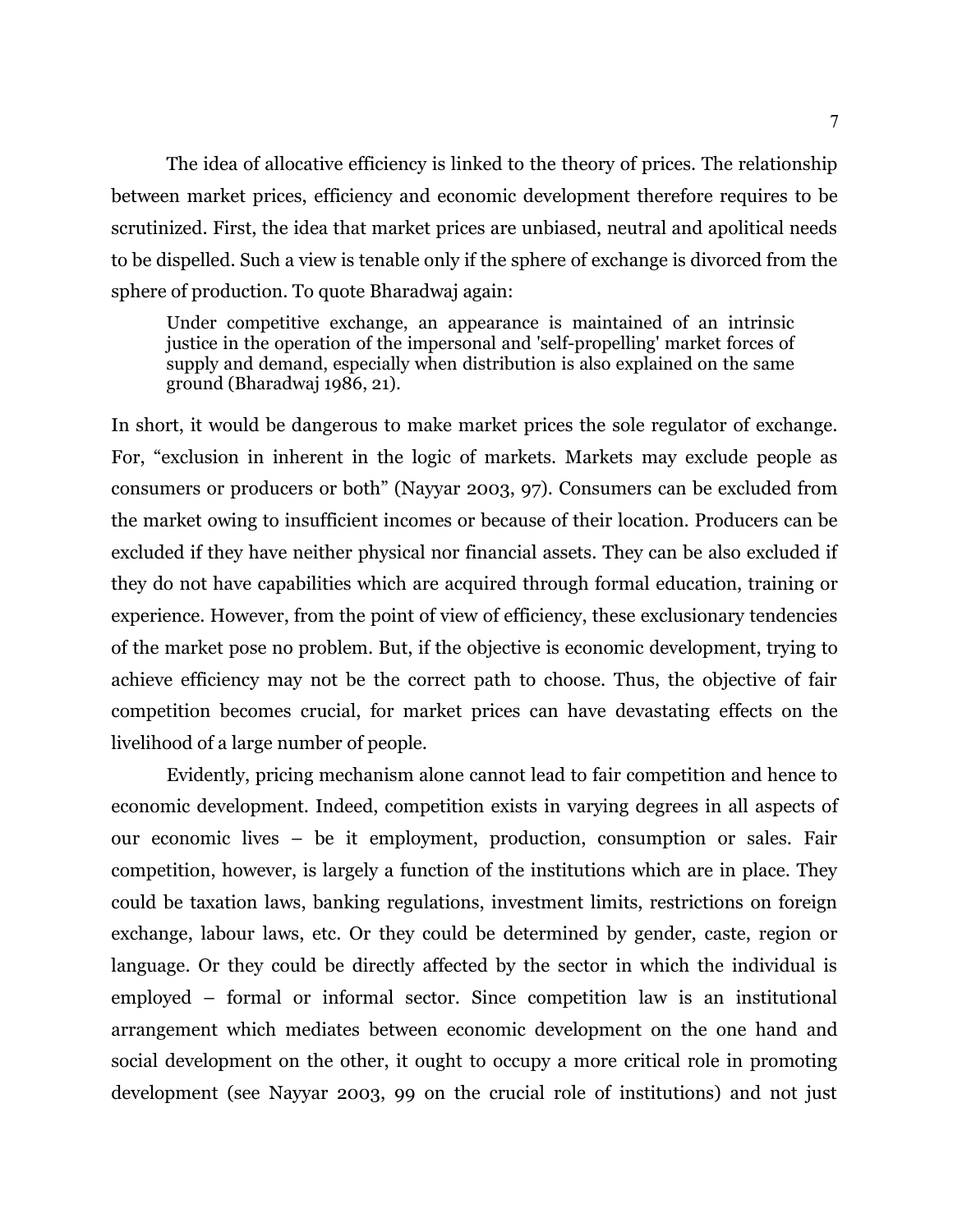The idea of allocative efficiency is linked to the theory of prices. The relationship between market prices, efficiency and economic development therefore requires to be scrutinized. First, the idea that market prices are unbiased, neutral and apolitical needs to be dispelled. Such a view is tenable only if the sphere of exchange is divorced from the sphere of production. To quote Bharadwaj again:

> Under competitive exchange, an appearance is maintained of an intrinsic justice in the operation of the impersonal and 'self-propelling' market forces of supply and demand, especially when distribution is also explained on the same ground (Bharadwaj 1986, 21).

In short, it would be dangerous to make market prices the sole regulator of exchange. For, "exclusion in inherent in the logic of markets. Markets may exclude people as consumers or producers or both" (Nayyar 2003, 97). Consumers can be excluded from the market owing to insufficient incomes or because of their location. Producers can be excluded if they have neither physical nor financial assets. They can be also excluded if they do not have capabilities which are acquired through formal education, training or experience. However, from the point of view of efficiency, these exclusionary tendencies of the market pose no problem. But, if the objective is economic development, trying to achieve efficiency may not be the correct path to choose. Thus, the objective of fair competition becomes crucial, for market prices can have devastating effects on the livelihood of a large number of people.

Evidently, pricing mechanism alone cannot lead to fair competition and hence to economic development. Indeed, competition exists in varying degrees in all aspects of our economic lives – be it employment, production, consumption or sales. Fair competition, however, is largely a function of the institutions which are in place. They could be taxation laws, banking regulations, investment limits, restrictions on foreign exchange, labour laws, etc. Or they could be determined by gender, caste, region or language. Or they could be directly affected by the sector in which the individual is employed – formal or informal sector. Since competition law is an institutional arrangement which mediates between economic development on the one hand and social development on the other, it ought to occupy a more critical role in promoting development (see Nayyar 2003, 99 on the crucial role of institutions) and not just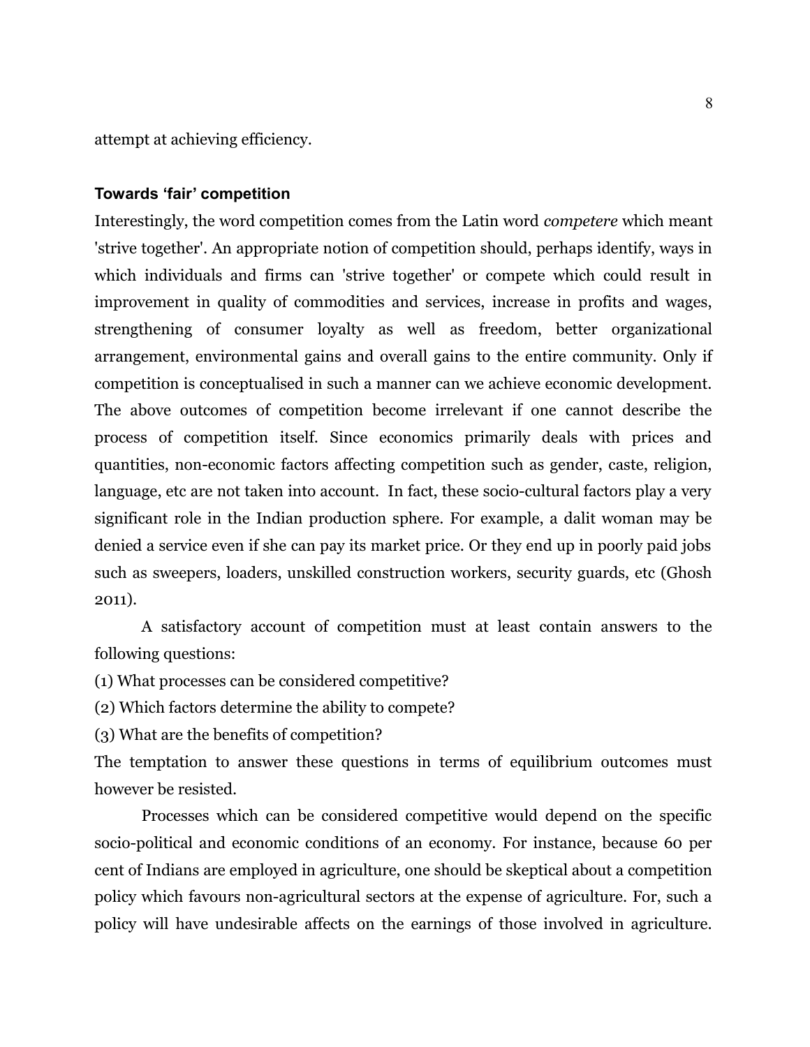attempt at achieving efficiency.

### Towards 'fair' competition

Interestingly, the word competition comes from the Latin word *competere* which meant 'strive together'. An appropriate notion of competition should, perhaps identify, ways in which individuals and firms can 'strive together' or compete which could result in improvement in quality of commodities and services, increase in profits and wages, strengthening of consumer loyalty as well as freedom, better organizational arrangement, environmental gains and overall gains to the entire community. Only if competition is conceptualised in such a manner can we achieve economic development. The above outcomes of competition become irrelevant if one cannot describe the process of competition itself. Since economics primarily deals with prices and quantities, non-economic factors affecting competition such as gender, caste, religion, language, etc are not taken into account. In fact, these socio-cultural factors play a very significant role in the Indian production sphere. For example, a dalit woman may be denied a service even if she can pay its market price. Or they end up in poorly paid jobs such as sweepers, loaders, unskilled construction workers, security guards, etc (Ghosh 2011).

A satisfactory account of competition must at least contain answers to the following questions:

(1) What processes can be considered competitive?

(2) Which factors determine the ability to compete?

(3) What are the benefits of competition?

The temptation to answer these questions in terms of equilibrium outcomes must however be resisted.

Processes which can be considered competitive would depend on the specific socio-political and economic conditions of an economy. For instance, because 60 per cent of Indians are employed in agriculture, one should be skeptical about a competition policy which favours non-agricultural sectors at the expense of agriculture. For, such a policy will have undesirable affects on the earnings of those involved in agriculture.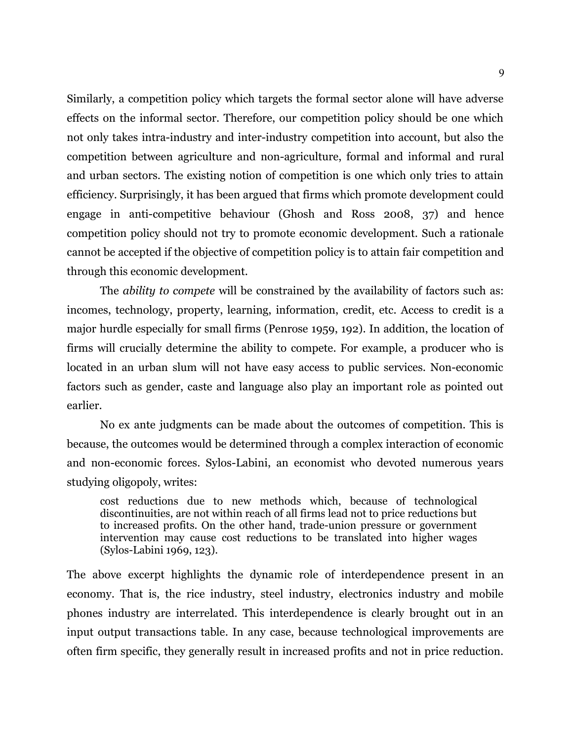Similarly, a competition policy which targets the formal sector alone will have adverse effects on the informal sector. Therefore, our competition policy should be one which not only takes intra-industry and inter-industry competition into account, but also the competition between agriculture and non-agriculture, formal and informal and rural and urban sectors. The existing notion of competition is one which only tries to attain efficiency. Surprisingly, it has been argued that firms which promote development could engage in anti-competitive behaviour (Ghosh and Ross 2008, 37) and hence competition policy should not try to promote economic development. Such a rationale cannot be accepted if the objective of competition policy is to attain fair competition and through this economic development.

The *ability to compete* will be constrained by the availability of factors such as: incomes, technology, property, learning, information, credit, etc. Access to credit is a major hurdle especially for small firms (Penrose 1959, 192). In addition, the location of firms will crucially determine the ability to compete. For example, a producer who is located in an urban slum will not have easy access to public services. Non-economic factors such as gender, caste and language also play an important role as pointed out earlier.

No ex ante judgments can be made about the outcomes of competition. This is because, the outcomes would be determined through a complex interaction of economic and non-economic forces. Sylos-Labini, an economist who devoted numerous years studying oligopoly, writes:

> cost reductions due to new methods which, because of technological discontinuities, are not within reach of all firms lead not to price reductions but to increased profits. On the other hand, trade-union pressure or government intervention may cause cost reductions to be translated into higher wages (Sylos-Labini 1969, 123).

The above excerpt highlights the dynamic role of interdependence present in an economy. That is, the rice industry, steel industry, electronics industry and mobile phones industry are interrelated. This interdependence is clearly brought out in an input output transactions table. In any case, because technological improvements are often firm specific, they generally result in increased profits and not in price reduction.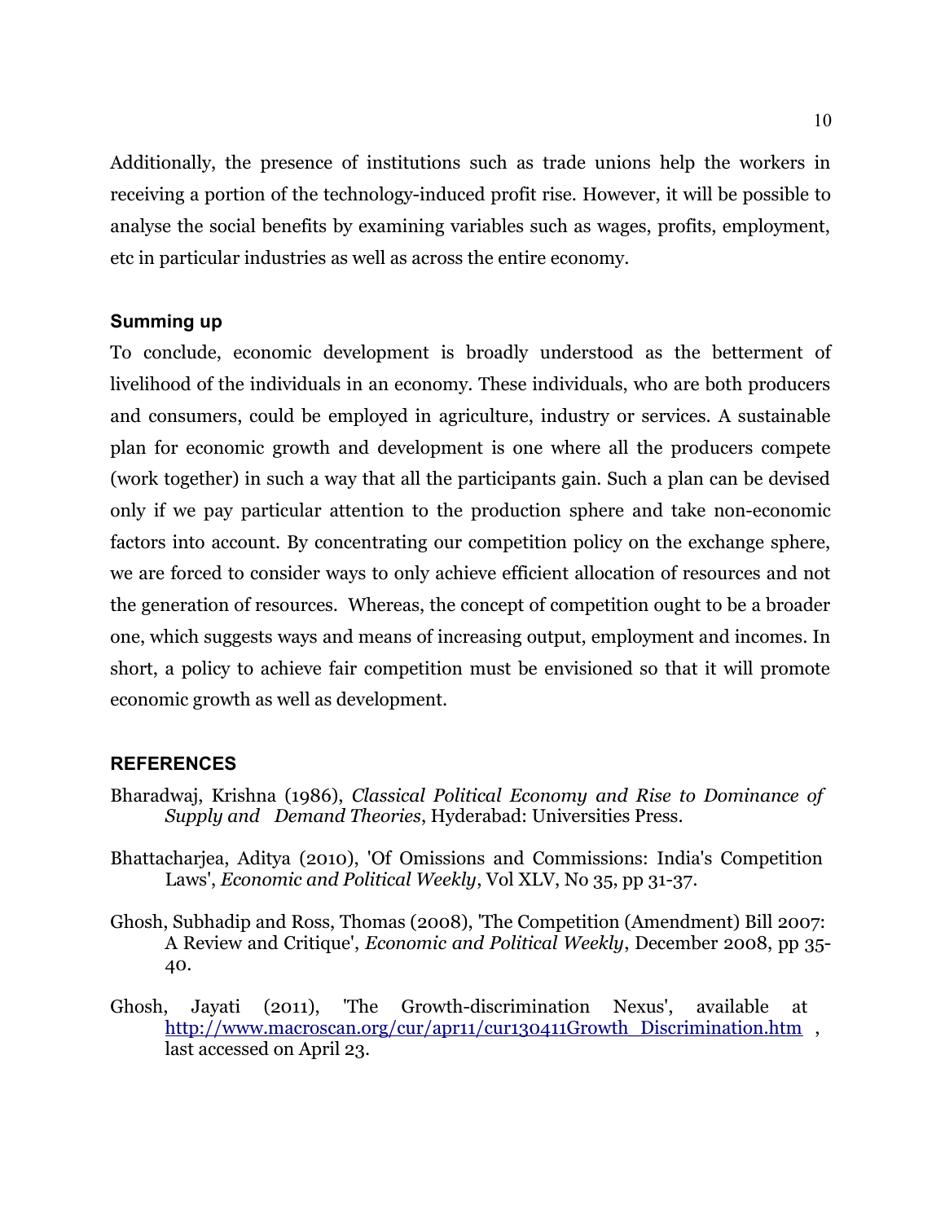Additionally, the presence of institutions such as trade unions help the workers in receiving a portion of the technology-induced profit rise. However, it will be possible to analyse the social benefits by examining variables such as wages, profits, employment, etc in particular industries as well as across the entire economy.

### Summing up

To conclude, economic development is broadly understood as the betterment of livelihood of the individuals in an economy. These individuals, who are both producers and consumers, could be employed in agriculture, industry or services. A sustainable plan for economic growth and development is one where all the producers compete (work together) in such a way that all the participants gain. Such a plan can be devised only if we pay particular attention to the production sphere and take non-economic factors into account. By concentrating our competition policy on the exchange sphere, we are forced to consider ways to only achieve efficient allocation of resources and not the generation of resources. Whereas, the concept of competition ought to be a broader one, which suggests ways and means of increasing output, employment and incomes. In short, a policy to achieve fair competition must be envisioned so that it will promote economic growth as well as development.

### REFERENCES

Bharadwaj, Krishna (1986), *Classical Political Economy and Rise to Dominance of Supply and Demand Theories*, Hyderabad: Universities Press.

Bhattacharjea, Aditya (2010), 'Of Omissions and Commissions: India's Competition Laws', *Economic and Political Weekly*, Vol XLV, No 35, pp 31-37.

Ghosh, Subhadip and Ross, Thomas (2008), 'The Competition (Amendment) Bill 2007: A Review and Critique', *Economic and Political Weekly*, December 2008, pp 35-40.

Ghosh, Jayati (2011), 'The Growth-discrimination Nexus', available at http://www.macroscan.org/cur/apr11/cur130411Growth_Discrimination.htm , last accessed on April 23.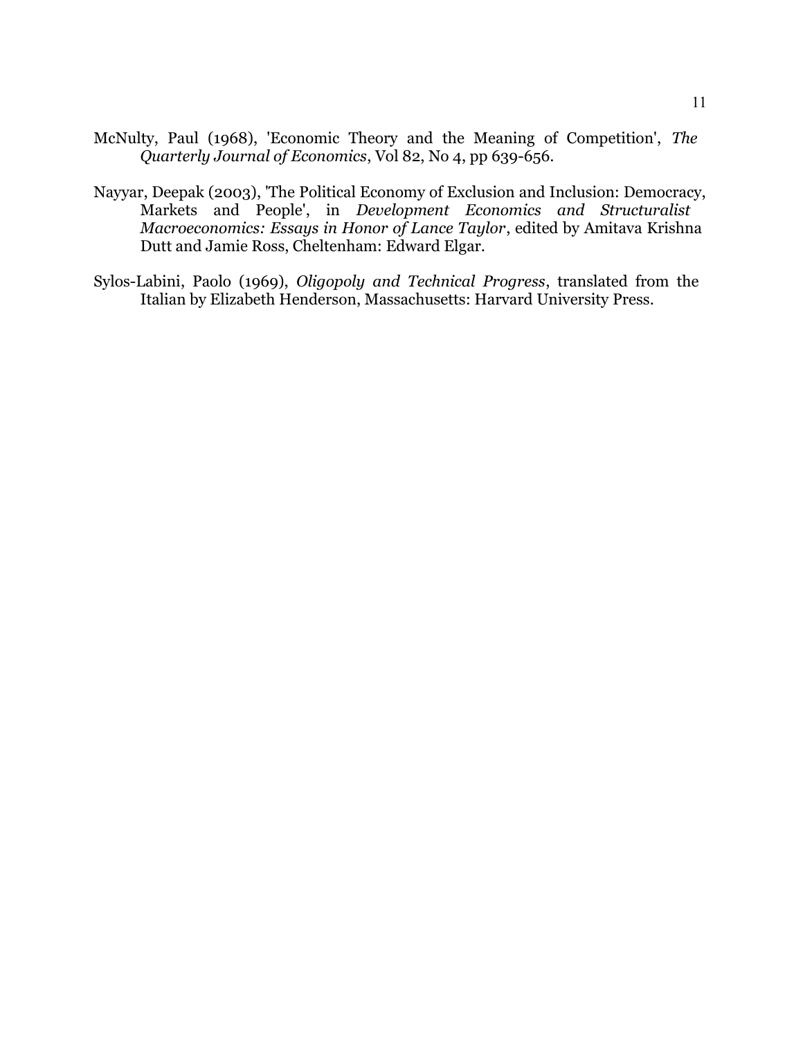McNulty, Paul (1968), 'Economic Theory and the Meaning of Competition', *The Quarterly Journal of Economics*, Vol 82, No 4, pp 639-656.

Nayyar, Deepak (2003), 'The Political Economy of Exclusion and Inclusion: Democracy, Markets and People', in *Development Economics and Structuralist Macroeconomics: Essays in Honor of Lance Taylor*, edited by Amitava Krishna Dutt and Jamie Ross, Cheltenham: Edward Elgar.

Sylos-Labini, Paolo (1969), *Oligopoly and Technical Progress*, translated from the Italian by Elizabeth Henderson, Massachusetts: Harvard University Press.